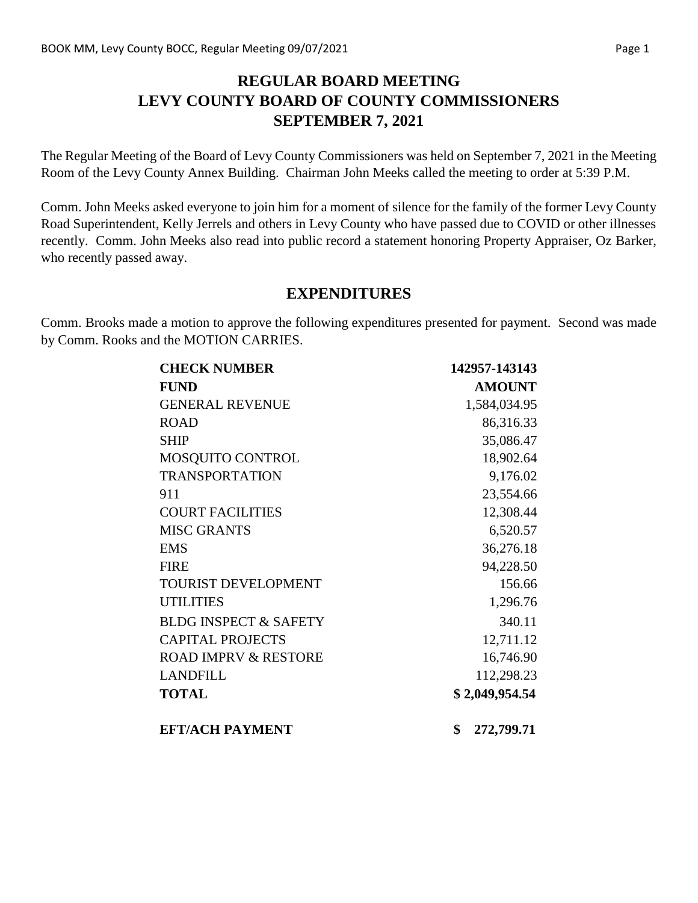# REGULAR BOARD MEETING
# LEVY COUNTY BOARD OF COUNTY COMMISSIONERS
# SEPTEMBER 7, 2021

The Regular Meeting of the Board of Levy County Commissioners was held on September 7, 2021 in the Meeting Room of the Levy County Annex Building. Chairman John Meeks called the meeting to order at 5:39 P.M.

Comm. John Meeks asked everyone to join him for a moment of silence for the family of the former Levy County Road Superintendent, Kelly Jerrels and others in Levy County who have passed due to COVID or other illnesses recently. Comm. John Meeks also read into public record a statement honoring Property Appraiser, Oz Barker, who recently passed away.

## EXPENDITURES

Comm. Brooks made a motion to approve the following expenditures presented for payment. Second was made by Comm. Rooks and the MOTION CARRIES.

| **CHECK NUMBER** | **142957-143143** |
|---|---|
| **FUND** | **AMOUNT** |
| GENERAL REVENUE | 1,584,034.95 |
| ROAD | 86,316.33 |
| SHIP | 35,086.47 |
| MOSQUITO CONTROL | 18,902.64 |
| TRANSPORTATION | 9,176.02 |
| 911 | 23,554.66 |
| COURT FACILITIES | 12,308.44 |
| MISC GRANTS | 6,520.57 |
| EMS | 36,276.18 |
| FIRE | 94,228.50 |
| TOURIST DEVELOPMENT | 156.66 |
| UTILITIES | 1,296.76 |
| BLDG INSPECT & SAFETY | 340.11 |
| CAPITAL PROJECTS | 12,711.12 |
| ROAD IMPRV & RESTORE | 16,746.90 |
| LANDFILL | 112,298.23 |
| **TOTAL** | **$ 2,049,954.54** |
| **EFT/ACH PAYMENT** | **$ 272,799.71** |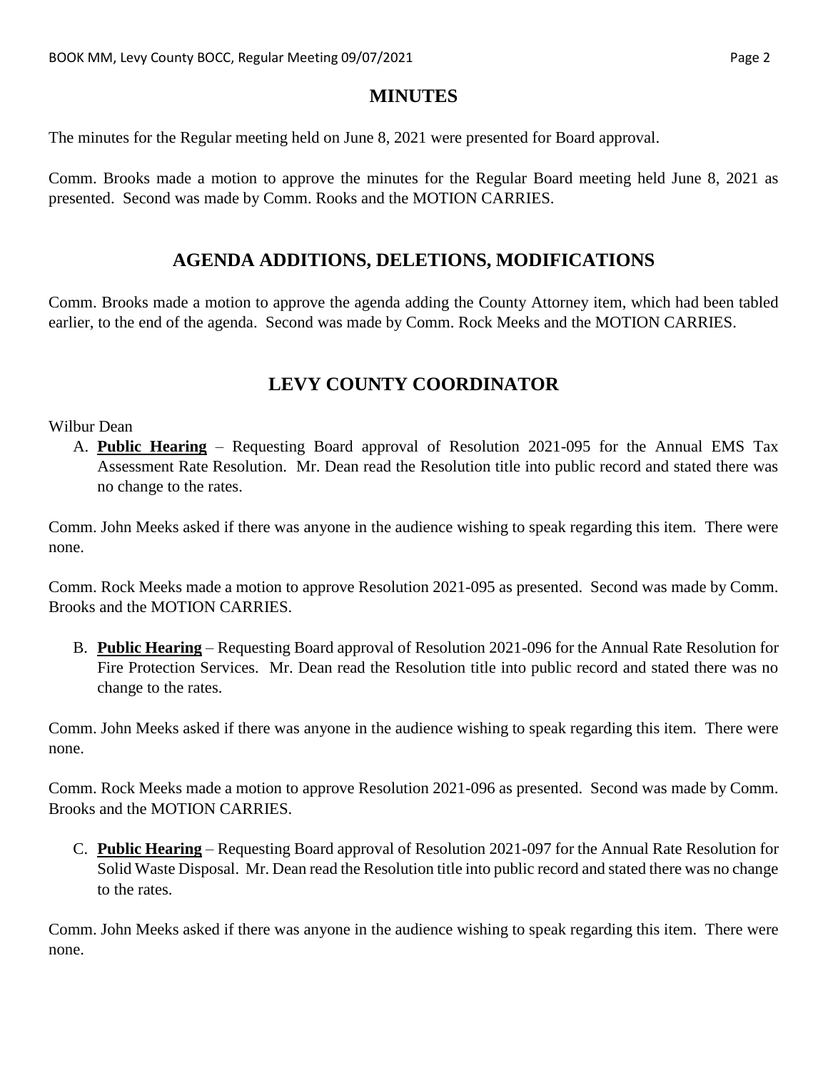## MINUTES

The minutes for the Regular meeting held on June 8, 2021 were presented for Board approval.

Comm. Brooks made a motion to approve the minutes for the Regular Board meeting held June 8, 2021 as presented. Second was made by Comm. Rooks and the MOTION CARRIES.

## AGENDA ADDITIONS, DELETIONS, MODIFICATIONS

Comm. Brooks made a motion to approve the agenda adding the County Attorney item, which had been tabled earlier, to the end of the agenda. Second was made by Comm. Rock Meeks and the MOTION CARRIES.

## LEVY COUNTY COORDINATOR

Wilbur Dean

A. **Public Hearing** – Requesting Board approval of Resolution 2021-095 for the Annual EMS Tax Assessment Rate Resolution. Mr. Dean read the Resolution title into public record and stated there was no change to the rates.

Comm. John Meeks asked if there was anyone in the audience wishing to speak regarding this item. There were none.

Comm. Rock Meeks made a motion to approve Resolution 2021-095 as presented. Second was made by Comm. Brooks and the MOTION CARRIES.

B. **Public Hearing** – Requesting Board approval of Resolution 2021-096 for the Annual Rate Resolution for Fire Protection Services. Mr. Dean read the Resolution title into public record and stated there was no change to the rates.

Comm. John Meeks asked if there was anyone in the audience wishing to speak regarding this item. There were none.

Comm. Rock Meeks made a motion to approve Resolution 2021-096 as presented. Second was made by Comm. Brooks and the MOTION CARRIES.

C. **Public Hearing** – Requesting Board approval of Resolution 2021-097 for the Annual Rate Resolution for Solid Waste Disposal. Mr. Dean read the Resolution title into public record and stated there was no change to the rates.

Comm. John Meeks asked if there was anyone in the audience wishing to speak regarding this item. There were none.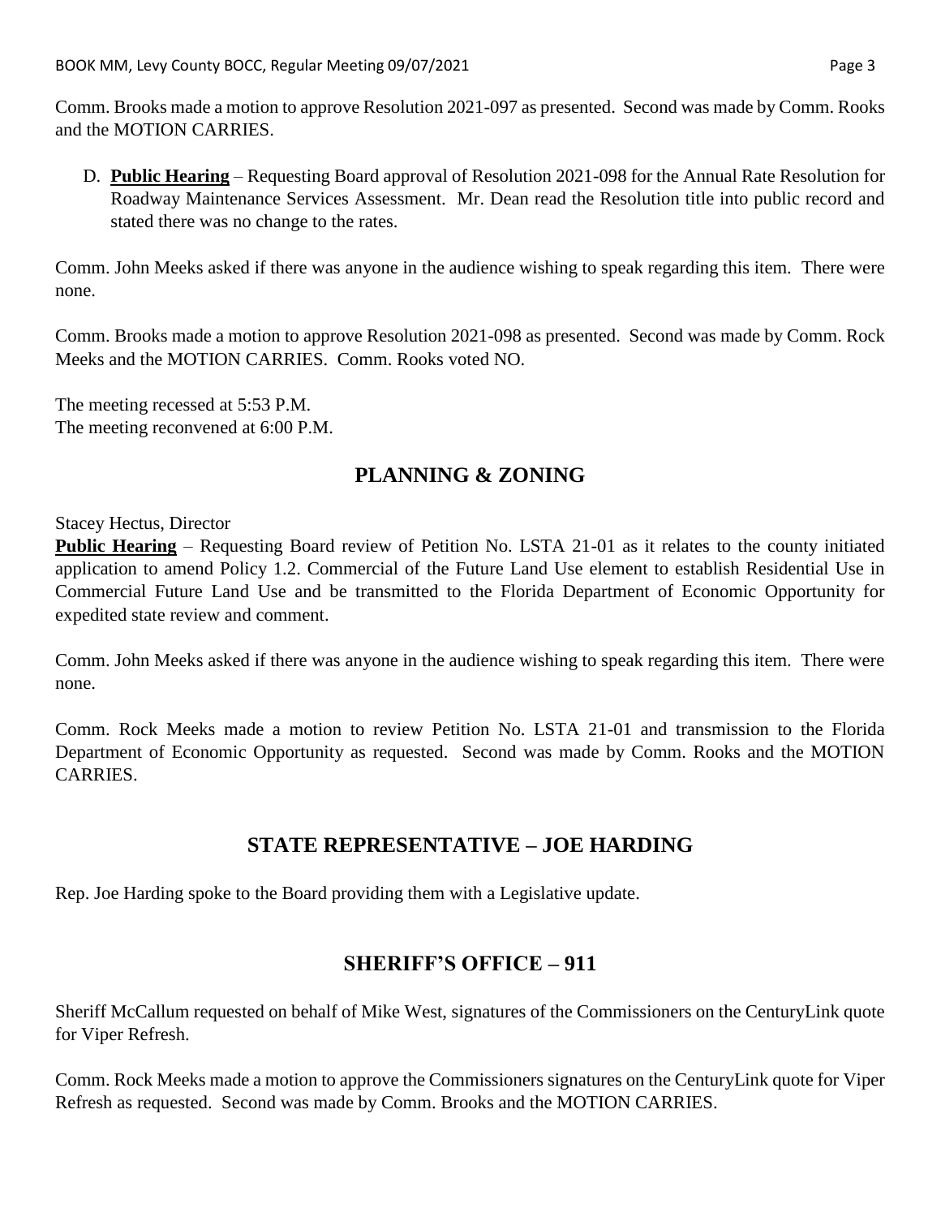Comm. Brooks made a motion to approve Resolution 2021-097 as presented. Second was made by Comm. Rooks and the MOTION CARRIES.

D. **Public Hearing** – Requesting Board approval of Resolution 2021-098 for the Annual Rate Resolution for Roadway Maintenance Services Assessment. Mr. Dean read the Resolution title into public record and stated there was no change to the rates.

Comm. John Meeks asked if there was anyone in the audience wishing to speak regarding this item. There were none.

Comm. Brooks made a motion to approve Resolution 2021-098 as presented. Second was made by Comm. Rock Meeks and the MOTION CARRIES. Comm. Rooks voted NO.

The meeting recessed at 5:53 P.M.
The meeting reconvened at 6:00 P.M.

## PLANNING & ZONING

Stacey Hectus, Director

**Public Hearing** – Requesting Board review of Petition No. LSTA 21-01 as it relates to the county initiated application to amend Policy 1.2. Commercial of the Future Land Use element to establish Residential Use in Commercial Future Land Use and be transmitted to the Florida Department of Economic Opportunity for expedited state review and comment.

Comm. John Meeks asked if there was anyone in the audience wishing to speak regarding this item. There were none.

Comm. Rock Meeks made a motion to review Petition No. LSTA 21-01 and transmission to the Florida Department of Economic Opportunity as requested. Second was made by Comm. Rooks and the MOTION CARRIES.

## STATE REPRESENTATIVE – JOE HARDING

Rep. Joe Harding spoke to the Board providing them with a Legislative update.

## SHERIFF'S OFFICE – 911

Sheriff McCallum requested on behalf of Mike West, signatures of the Commissioners on the CenturyLink quote for Viper Refresh.

Comm. Rock Meeks made a motion to approve the Commissioners signatures on the CenturyLink quote for Viper Refresh as requested. Second was made by Comm. Brooks and the MOTION CARRIES.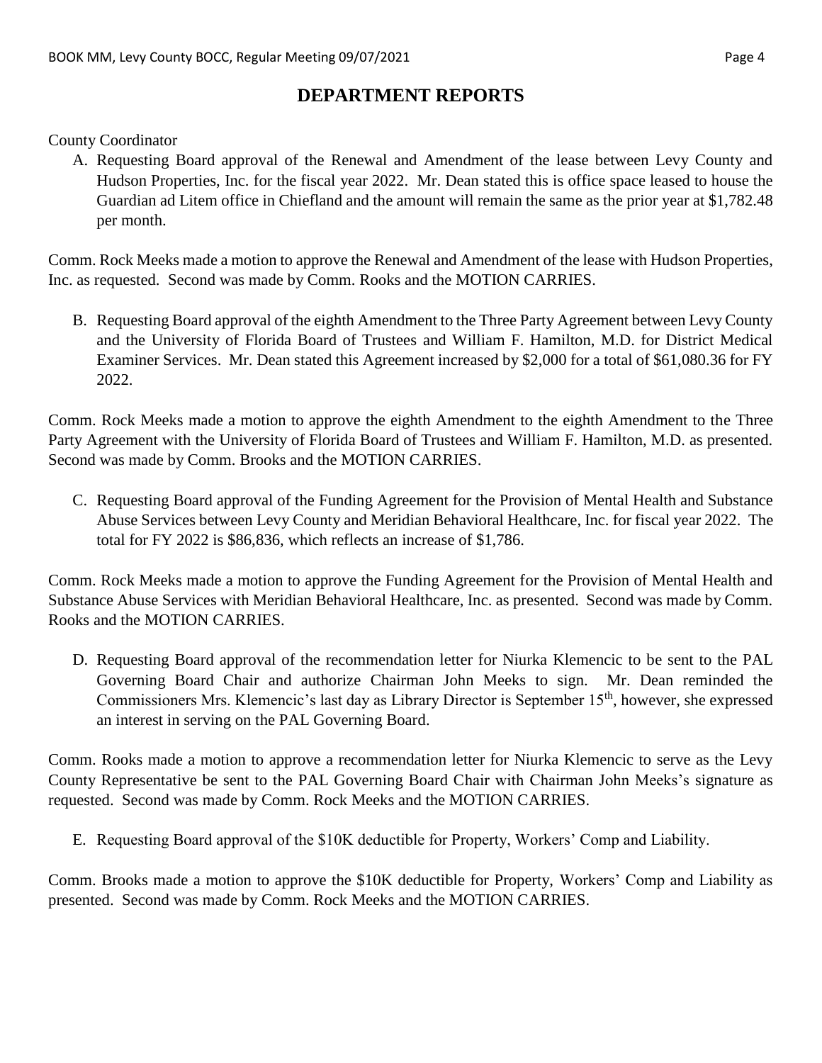# DEPARTMENT REPORTS

County Coordinator

A. Requesting Board approval of the Renewal and Amendment of the lease between Levy County and Hudson Properties, Inc. for the fiscal year 2022. Mr. Dean stated this is office space leased to house the Guardian ad Litem office in Chiefland and the amount will remain the same as the prior year at $1,782.48 per month.

Comm. Rock Meeks made a motion to approve the Renewal and Amendment of the lease with Hudson Properties, Inc. as requested. Second was made by Comm. Rooks and the MOTION CARRIES.

B. Requesting Board approval of the eighth Amendment to the Three Party Agreement between Levy County and the University of Florida Board of Trustees and William F. Hamilton, M.D. for District Medical Examiner Services. Mr. Dean stated this Agreement increased by $2,000 for a total of $61,080.36 for FY 2022.

Comm. Rock Meeks made a motion to approve the eighth Amendment to the eighth Amendment to the Three Party Agreement with the University of Florida Board of Trustees and William F. Hamilton, M.D. as presented. Second was made by Comm. Brooks and the MOTION CARRIES.

C. Requesting Board approval of the Funding Agreement for the Provision of Mental Health and Substance Abuse Services between Levy County and Meridian Behavioral Healthcare, Inc. for fiscal year 2022. The total for FY 2022 is $86,836, which reflects an increase of $1,786.

Comm. Rock Meeks made a motion to approve the Funding Agreement for the Provision of Mental Health and Substance Abuse Services with Meridian Behavioral Healthcare, Inc. as presented. Second was made by Comm. Rooks and the MOTION CARRIES.

D. Requesting Board approval of the recommendation letter for Niurka Klemencic to be sent to the PAL Governing Board Chair and authorize Chairman John Meeks to sign. Mr. Dean reminded the Commissioners Mrs. Klemencic's last day as Library Director is September 15th, however, she expressed an interest in serving on the PAL Governing Board.

Comm. Rooks made a motion to approve a recommendation letter for Niurka Klemencic to serve as the Levy County Representative be sent to the PAL Governing Board Chair with Chairman John Meeks's signature as requested. Second was made by Comm. Rock Meeks and the MOTION CARRIES.

E. Requesting Board approval of the $10K deductible for Property, Workers' Comp and Liability.

Comm. Brooks made a motion to approve the $10K deductible for Property, Workers' Comp and Liability as presented. Second was made by Comm. Rock Meeks and the MOTION CARRIES.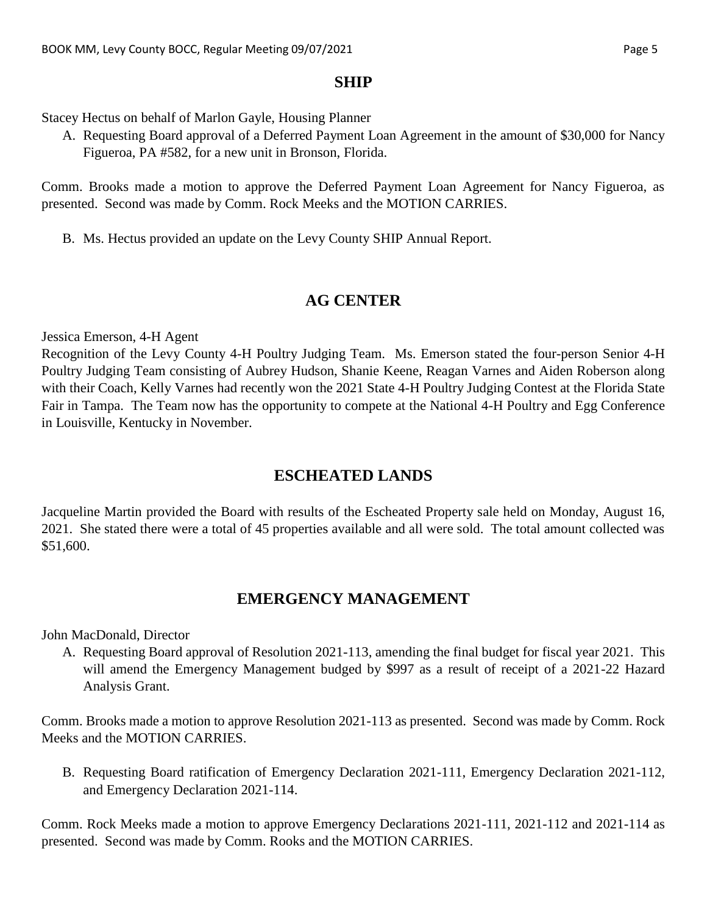## SHIP

Stacey Hectus on behalf of Marlon Gayle, Housing Planner

A. Requesting Board approval of a Deferred Payment Loan Agreement in the amount of $30,000 for Nancy Figueroa, PA #582, for a new unit in Bronson, Florida.

Comm. Brooks made a motion to approve the Deferred Payment Loan Agreement for Nancy Figueroa, as presented. Second was made by Comm. Rock Meeks and the MOTION CARRIES.

B. Ms. Hectus provided an update on the Levy County SHIP Annual Report.

## AG CENTER

Jessica Emerson, 4-H Agent

Recognition of the Levy County 4-H Poultry Judging Team. Ms. Emerson stated the four-person Senior 4-H Poultry Judging Team consisting of Aubrey Hudson, Shanie Keene, Reagan Varnes and Aiden Roberson along with their Coach, Kelly Varnes had recently won the 2021 State 4-H Poultry Judging Contest at the Florida State Fair in Tampa. The Team now has the opportunity to compete at the National 4-H Poultry and Egg Conference in Louisville, Kentucky in November.

## ESCHEATED LANDS

Jacqueline Martin provided the Board with results of the Escheated Property sale held on Monday, August 16, 2021. She stated there were a total of 45 properties available and all were sold. The total amount collected was $51,600.

## EMERGENCY MANAGEMENT

John MacDonald, Director

A. Requesting Board approval of Resolution 2021-113, amending the final budget for fiscal year 2021. This will amend the Emergency Management budged by $997 as a result of receipt of a 2021-22 Hazard Analysis Grant.

Comm. Brooks made a motion to approve Resolution 2021-113 as presented. Second was made by Comm. Rock Meeks and the MOTION CARRIES.

B. Requesting Board ratification of Emergency Declaration 2021-111, Emergency Declaration 2021-112, and Emergency Declaration 2021-114.

Comm. Rock Meeks made a motion to approve Emergency Declarations 2021-111, 2021-112 and 2021-114 as presented. Second was made by Comm. Rooks and the MOTION CARRIES.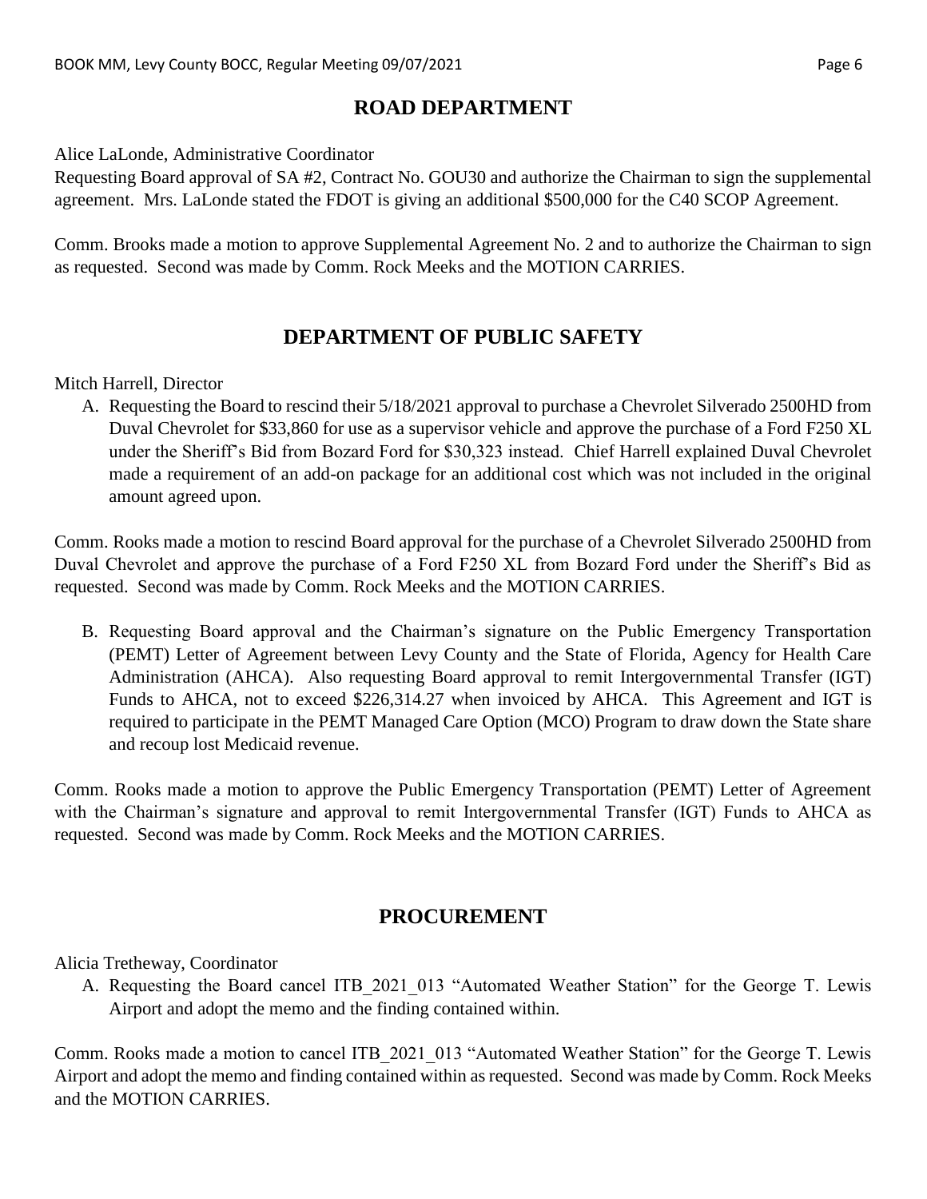## ROAD DEPARTMENT

Alice LaLonde, Administrative Coordinator
Requesting Board approval of SA #2, Contract No. GOU30 and authorize the Chairman to sign the supplemental agreement. Mrs. LaLonde stated the FDOT is giving an additional $500,000 for the C40 SCOP Agreement.

Comm. Brooks made a motion to approve Supplemental Agreement No. 2 and to authorize the Chairman to sign as requested. Second was made by Comm. Rock Meeks and the MOTION CARRIES.

## DEPARTMENT OF PUBLIC SAFETY

Mitch Harrell, Director

A. Requesting the Board to rescind their 5/18/2021 approval to purchase a Chevrolet Silverado 2500HD from Duval Chevrolet for $33,860 for use as a supervisor vehicle and approve the purchase of a Ford F250 XL under the Sheriff's Bid from Bozard Ford for $30,323 instead. Chief Harrell explained Duval Chevrolet made a requirement of an add-on package for an additional cost which was not included in the original amount agreed upon.

Comm. Rooks made a motion to rescind Board approval for the purchase of a Chevrolet Silverado 2500HD from Duval Chevrolet and approve the purchase of a Ford F250 XL from Bozard Ford under the Sheriff's Bid as requested. Second was made by Comm. Rock Meeks and the MOTION CARRIES.

B. Requesting Board approval and the Chairman's signature on the Public Emergency Transportation (PEMT) Letter of Agreement between Levy County and the State of Florida, Agency for Health Care Administration (AHCA). Also requesting Board approval to remit Intergovernmental Transfer (IGT) Funds to AHCA, not to exceed $226,314.27 when invoiced by AHCA. This Agreement and IGT is required to participate in the PEMT Managed Care Option (MCO) Program to draw down the State share and recoup lost Medicaid revenue.

Comm. Rooks made a motion to approve the Public Emergency Transportation (PEMT) Letter of Agreement with the Chairman's signature and approval to remit Intergovernmental Transfer (IGT) Funds to AHCA as requested. Second was made by Comm. Rock Meeks and the MOTION CARRIES.

## PROCUREMENT

Alicia Tretheway, Coordinator

A. Requesting the Board cancel ITB_2021_013 "Automated Weather Station" for the George T. Lewis Airport and adopt the memo and the finding contained within.

Comm. Rooks made a motion to cancel ITB_2021_013 "Automated Weather Station" for the George T. Lewis Airport and adopt the memo and finding contained within as requested. Second was made by Comm. Rock Meeks and the MOTION CARRIES.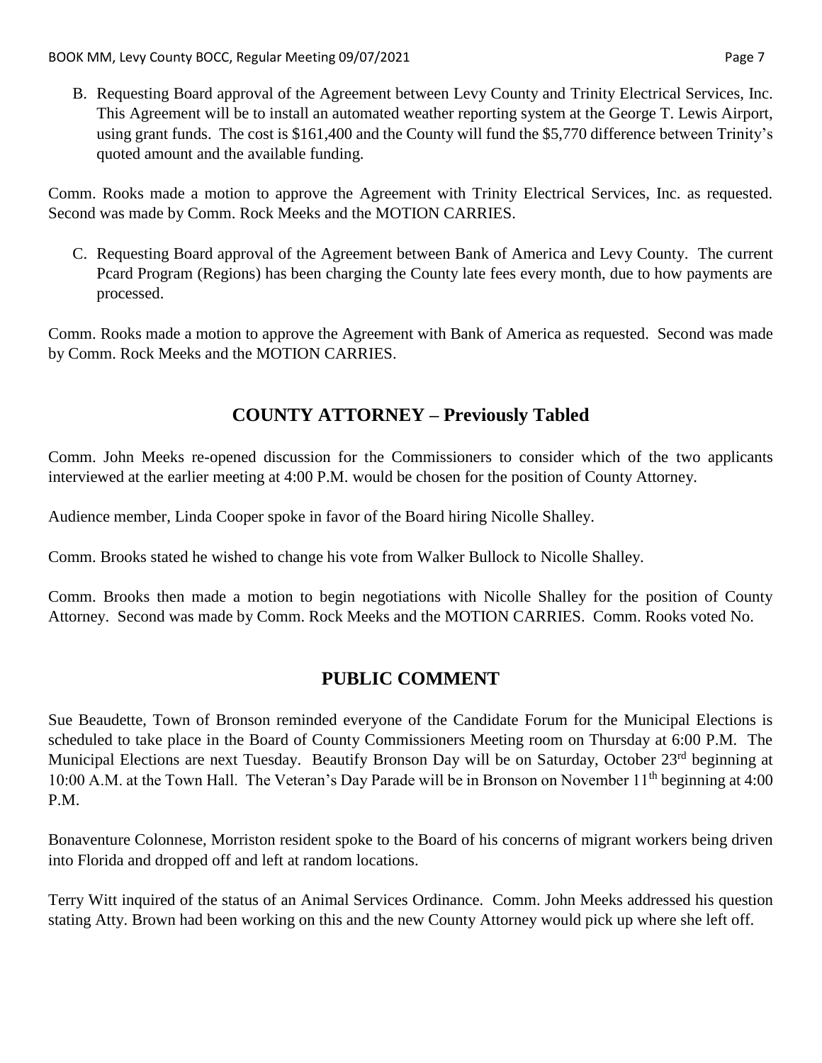B. Requesting Board approval of the Agreement between Levy County and Trinity Electrical Services, Inc. This Agreement will be to install an automated weather reporting system at the George T. Lewis Airport, using grant funds. The cost is $161,400 and the County will fund the $5,770 difference between Trinity's quoted amount and the available funding.

Comm. Rooks made a motion to approve the Agreement with Trinity Electrical Services, Inc. as requested. Second was made by Comm. Rock Meeks and the MOTION CARRIES.

C. Requesting Board approval of the Agreement between Bank of America and Levy County. The current Pcard Program (Regions) has been charging the County late fees every month, due to how payments are processed.

Comm. Rooks made a motion to approve the Agreement with Bank of America as requested. Second was made by Comm. Rock Meeks and the MOTION CARRIES.

## COUNTY ATTORNEY – Previously Tabled

Comm. John Meeks re-opened discussion for the Commissioners to consider which of the two applicants interviewed at the earlier meeting at 4:00 P.M. would be chosen for the position of County Attorney.

Audience member, Linda Cooper spoke in favor of the Board hiring Nicolle Shalley.

Comm. Brooks stated he wished to change his vote from Walker Bullock to Nicolle Shalley.

Comm. Brooks then made a motion to begin negotiations with Nicolle Shalley for the position of County Attorney. Second was made by Comm. Rock Meeks and the MOTION CARRIES. Comm. Rooks voted No.

## PUBLIC COMMENT

Sue Beaudette, Town of Bronson reminded everyone of the Candidate Forum for the Municipal Elections is scheduled to take place in the Board of County Commissioners Meeting room on Thursday at 6:00 P.M. The Municipal Elections are next Tuesday. Beautify Bronson Day will be on Saturday, October 23rd beginning at 10:00 A.M. at the Town Hall. The Veteran's Day Parade will be in Bronson on November 11th beginning at 4:00 P.M.

Bonaventure Colonnese, Morriston resident spoke to the Board of his concerns of migrant workers being driven into Florida and dropped off and left at random locations.

Terry Witt inquired of the status of an Animal Services Ordinance. Comm. John Meeks addressed his question stating Atty. Brown had been working on this and the new County Attorney would pick up where she left off.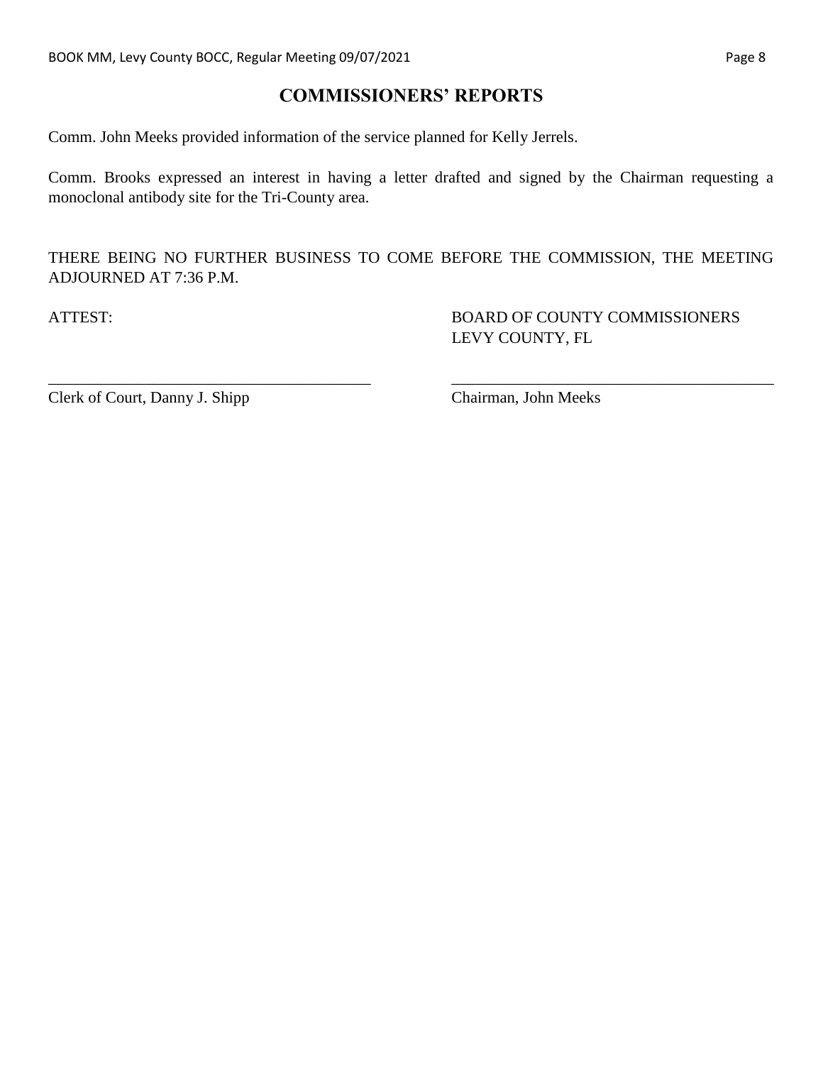## COMMISSIONERS' REPORTS

Comm. John Meeks provided information of the service planned for Kelly Jerrels.

Comm. Brooks expressed an interest in having a letter drafted and signed by the Chairman requesting a monoclonal antibody site for the Tri-County area.

THERE BEING NO FURTHER BUSINESS TO COME BEFORE THE COMMISSION, THE MEETING ADJOURNED AT 7:36 P.M.

ATTEST:

BOARD OF COUNTY COMMISSIONERS
LEVY COUNTY, FL

\_\_\_\_\_\_\_\_\_\_\_\_\_\_\_\_\_\_\_\_\_\_\_\_\_\_\_\_\_\_\_\_\_\_\_\_\_\_\_\_
Clerk of Court, Danny J. Shipp

\_\_\_\_\_\_\_\_\_\_\_\_\_\_\_\_\_\_\_\_\_\_\_\_\_\_\_\_\_\_\_\_\_\_\_\_\_\_\_\_
Chairman, John Meeks